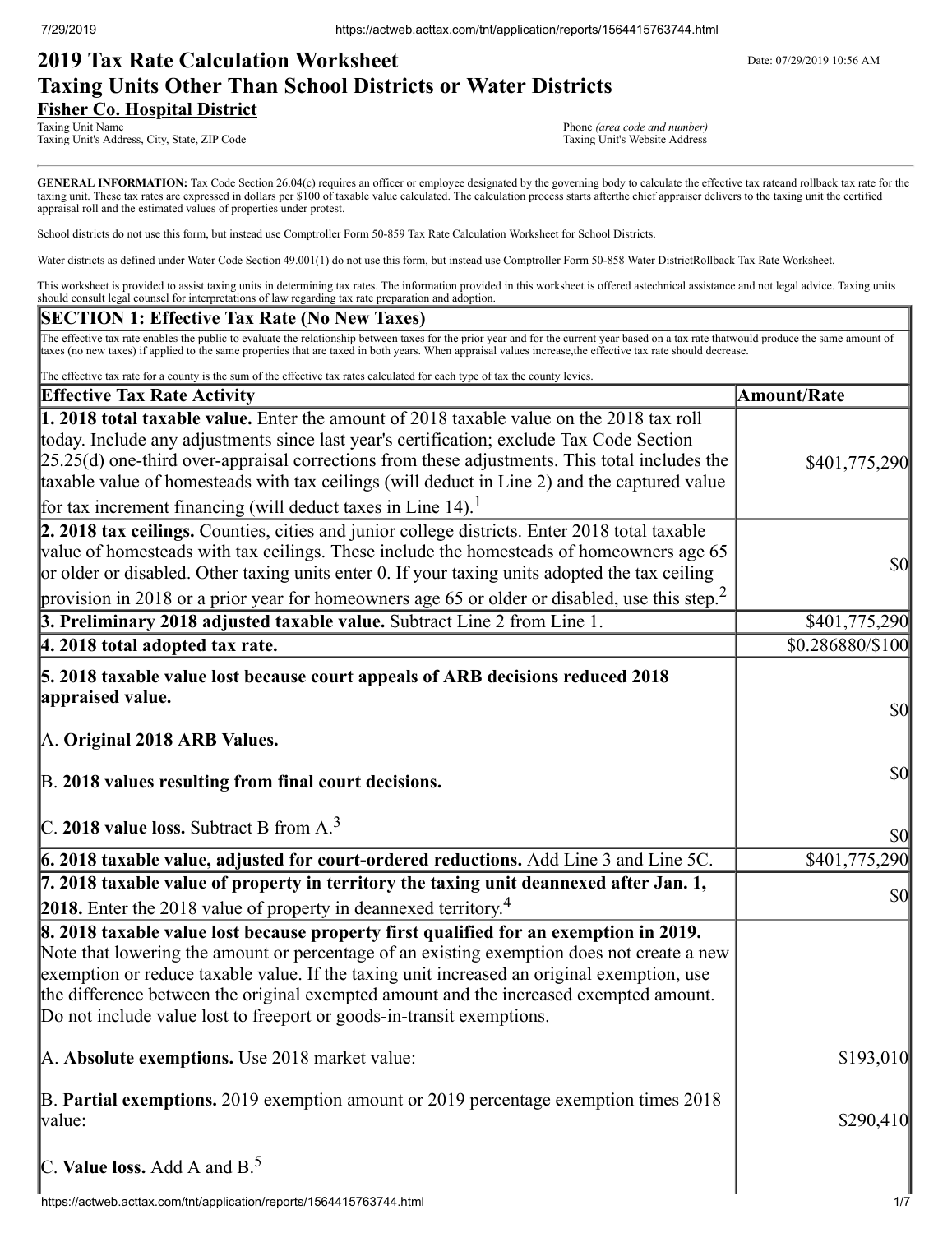# 2019 Tax Rate Calculation Worksheet
# Taxing Units Other Than School Districts or Water Districts

Date: 07/29/2019 10:56 AM

**Fisher Co. Hospital District**

Taxing Unit Name
Taxing Unit's Address, City, State, ZIP Code

Phone *(area code and number)*
Taxing Unit's Website Address

**GENERAL INFORMATION:** Tax Code Section 26.04(c) requires an officer or employee designated by the governing body to calculate the effective tax rateand rollback tax rate for the taxing unit. These tax rates are expressed in dollars per $100 of taxable value calculated. The calculation process starts afterthe chief appraiser delivers to the taxing unit the certified appraisal roll and the estimated values of properties under protest.

School districts do not use this form, but instead use Comptroller Form 50-859 Tax Rate Calculation Worksheet for School Districts.

Water districts as defined under Water Code Section 49.001(1) do not use this form, but instead use Comptroller Form 50-858 Water DistrictRollback Tax Rate Worksheet.

This worksheet is provided to assist taxing units in determining tax rates. The information provided in this worksheet is offered astechnical assistance and not legal advice. Taxing units should consult legal counsel for interpretations of law regarding tax rate preparation and adoption.

## SECTION 1: Effective Tax Rate (No New Taxes)

The effective tax rate enables the public to evaluate the relationship between taxes for the prior year and for the current year based on a tax rate thatwould produce the same amount of taxes (no new taxes) if applied to the same properties that are taxed in both years. When appraisal values increase,the effective tax rate should decrease.

The effective tax rate for a county is the sum of the effective tax rates calculated for each type of tax the county levies.

| Effective Tax Rate Activity | Amount/Rate |
|---|---|
| **1. 2018 total taxable value.** Enter the amount of 2018 taxable value on the 2018 tax roll today. Include any adjustments since last year's certification; exclude Tax Code Section 25.25(d) one-third over-appraisal corrections from these adjustments. This total includes the taxable value of homesteads with tax ceilings (will deduct in Line 2) and the captured value for tax increment financing (will deduct taxes in Line 14).[1] | $401,775,290 |
| **2. 2018 tax ceilings.** Counties, cities and junior college districts. Enter 2018 total taxable value of homesteads with tax ceilings. These include the homesteads of homeowners age 65 or older or disabled. Other taxing units enter 0. If your taxing units adopted the tax ceiling provision in 2018 or a prior year for homeowners age 65 or older or disabled, use this step.[2] | $0 |
| **3. Preliminary 2018 adjusted taxable value.** Subtract Line 2 from Line 1. | $401,775,290 |
| **4. 2018 total adopted tax rate.** | $0.286880/$100 |
| **5. 2018 taxable value lost because court appeals of ARB decisions reduced 2018 appraised value.** | |
| A. **Original 2018 ARB Values.** | $0 |
| B. **2018 values resulting from final court decisions.** | $0 |
| C. **2018 value loss.** Subtract B from A.[3] | $0 |
| **6. 2018 taxable value, adjusted for court-ordered reductions.** Add Line 3 and Line 5C. | $401,775,290 |
| **7. 2018 taxable value of property in territory the taxing unit deannexed after Jan. 1, 2018.** Enter the 2018 value of property in deannexed territory.[4] | $0 |
| **8. 2018 taxable value lost because property first qualified for an exemption in 2019.** Note that lowering the amount or percentage of an existing exemption does not create a new exemption or reduce taxable value. If the taxing unit increased an original exemption, use the difference between the original exempted amount and the increased exempted amount. Do not include value lost to freeport or goods-in-transit exemptions. | |
| A. **Absolute exemptions.** Use 2018 market value: | $193,010 |
| B. **Partial exemptions.** 2019 exemption amount or 2019 percentage exemption times 2018 value: | $290,410 |
| C. **Value loss.** Add A and B.[5] | |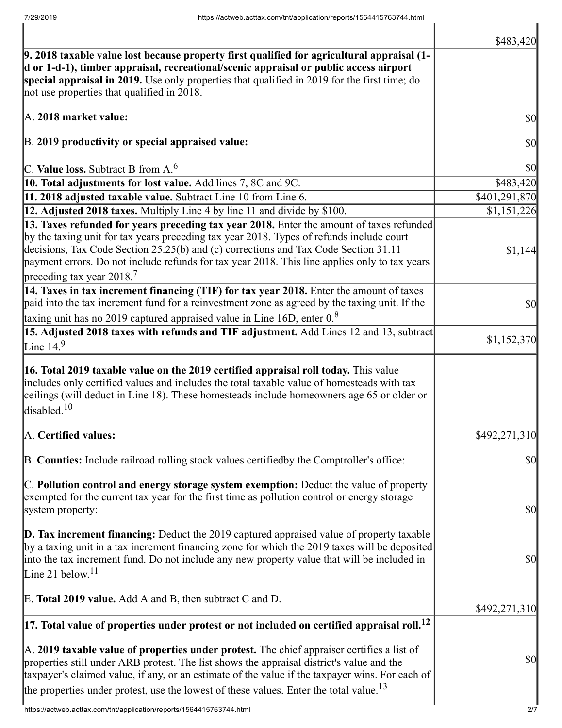| | |
|---|---|
| | $483,420 |
| **9. 2018 taxable value lost because property first qualified for agricultural appraisal (1-d or 1-d-1), timber appraisal, recreational/scenic appraisal or public access airport special appraisal in 2019.** Use only properties that qualified in 2019 for the first time; do not use properties that qualified in 2018.<br><br>A. **2018 market value:**<br><br>B. **2019 productivity or special appraised value:**<br><br>C. **Value loss.** Subtract B from A.[6] | <br><br><br><br>$0<br><br>$0<br><br>$0 |
| **10. Total adjustments for lost value.** Add lines 7, 8C and 9C. | $483,420 |
| **11. 2018 adjusted taxable value.** Subtract Line 10 from Line 6. | $401,291,870 |
| **12. Adjusted 2018 taxes.** Multiply Line 4 by line 11 and divide by $100. | $1,151,226 |
| **13. Taxes refunded for years preceding tax year 2018.** Enter the amount of taxes refunded by the taxing unit for tax years preceding tax year 2018. Types of refunds include court decisions, Tax Code Section 25.25(b) and (c) corrections and Tax Code Section 31.11 payment errors. Do not include refunds for tax year 2018. This line applies only to tax years preceding tax year 2018.[7] | $1,144 |
| **14. Taxes in tax increment financing (TIF) for tax year 2018.** Enter the amount of taxes paid into the tax increment fund for a reinvestment zone as agreed by the taxing unit. If the taxing unit has no 2019 captured appraised value in Line 16D, enter 0.[8] | $0 |
| **15. Adjusted 2018 taxes with refunds and TIF adjustment.** Add Lines 12 and 13, subtract Line 14.[9] | $1,152,370 |
| **16. Total 2019 taxable value on the 2019 certified appraisal roll today.** This value includes only certified values and includes the total taxable value of homesteads with tax ceilings (will deduct in Line 18). These homesteads include homeowners age 65 or older or disabled.[10]<br><br>A. **Certified values:**<br><br>B. **Counties:** Include railroad rolling stock values certifiedby the Comptroller's office:<br><br>C. **Pollution control and energy storage system exemption:** Deduct the value of property exempted for the current tax year for the first time as pollution control or energy storage system property:<br><br>**D. Tax increment financing:** Deduct the 2019 captured appraised value of property taxable by a taxing unit in a tax increment financing zone for which the 2019 taxes will be deposited into the tax increment fund. Do not include any new property value that will be included in Line 21 below.[11]<br><br>E. **Total 2019 value.** Add A and B, then subtract C and D. | <br><br><br><br>$492,271,310<br><br>$0<br><br>$0<br><br>$0<br><br>$492,271,310 |
| **17. Total value of properties under protest or not included on certified appraisal roll.[12]**<br><br>A. **2019 taxable value of properties under protest.** The chief appraiser certifies a list of properties still under ARB protest. The list shows the appraisal district's value and the taxpayer's claimed value, if any, or an estimate of the value if the taxpayer wins. For each of the properties under protest, use the lowest of these values. Enter the total value.[13] | <br><br>$0 |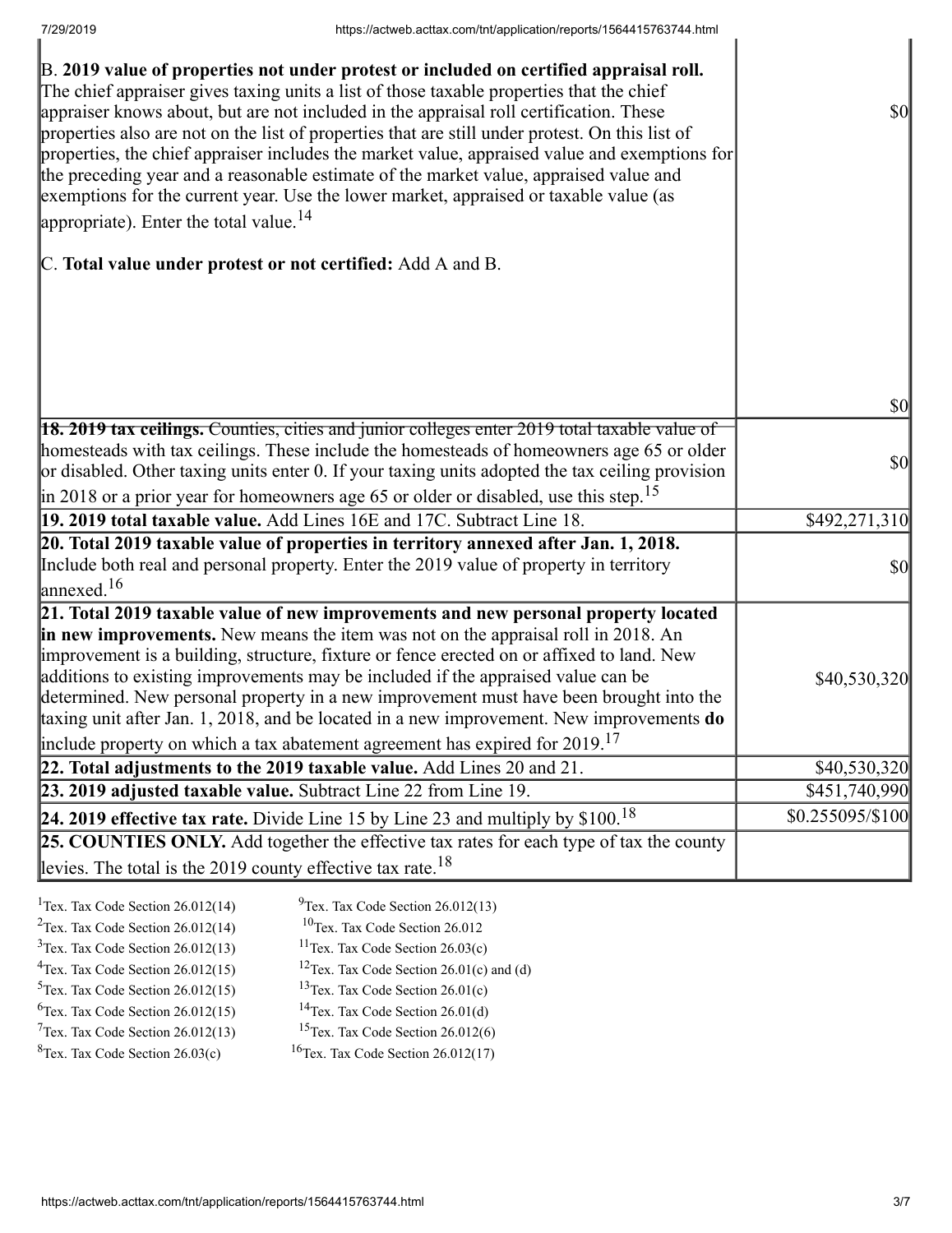| | |
|---|---|
| B. **2019 value of properties not under protest or included on certified appraisal roll.** The chief appraiser gives taxing units a list of those taxable properties that the chief appraiser knows about, but are not included in the appraisal roll certification. These properties also are not on the list of properties that are still under protest. On this list of properties, the chief appraiser includes the market value, appraised value and exemptions for the preceding year and a reasonable estimate of the market value, appraised value and exemptions for the current year. Use the lower market, appraised or taxable value (as appropriate). Enter the total value.[14]<br><br>C. **Total value under protest or not certified:** Add A and B. | $0<br><br>$0 |
| **18. 2019 tax ceilings.** Counties, cities and junior colleges enter 2019 total taxable value of homesteads with tax ceilings. These include the homesteads of homeowners age 65 or older or disabled. Other taxing units enter 0. If your taxing units adopted the tax ceiling provision in 2018 or a prior year for homeowners age 65 or older or disabled, use this step.[15] | $0 |
| **19. 2019 total taxable value.** Add Lines 16E and 17C. Subtract Line 18. | $492,271,310 |
| **20. Total 2019 taxable value of properties in territory annexed after Jan. 1, 2018.** Include both real and personal property. Enter the 2019 value of property in territory annexed.[16] | $0 |
| **21. Total 2019 taxable value of new improvements and new personal property located in new improvements.** New means the item was not on the appraisal roll in 2018. An improvement is a building, structure, fixture or fence erected on or affixed to land. New additions to existing improvements may be included if the appraised value can be determined. New personal property in a new improvement must have been brought into the taxing unit after Jan. 1, 2018, and be located in a new improvement. New improvements **do** include property on which a tax abatement agreement has expired for 2019.[17] | $40,530,320 |
| **22. Total adjustments to the 2019 taxable value.** Add Lines 20 and 21. | $40,530,320 |
| **23. 2019 adjusted taxable value.** Subtract Line 22 from Line 19. | $451,740,990 |
| **24. 2019 effective tax rate.** Divide Line 15 by Line 23 and multiply by $100.[18] | $0.255095/$100 |
| **25. COUNTIES ONLY.** Add together the effective tax rates for each type of tax the county levies. The total is the 2019 county effective tax rate.[18] | |

[1]Tex. Tax Code Section 26.012(14)
[2]Tex. Tax Code Section 26.012(14)
[3]Tex. Tax Code Section 26.012(13)
[4]Tex. Tax Code Section 26.012(15)
[5]Tex. Tax Code Section 26.012(15)
[6]Tex. Tax Code Section 26.012(15)
[7]Tex. Tax Code Section 26.012(13)
[8]Tex. Tax Code Section 26.03(c)
[9]Tex. Tax Code Section 26.012(13)
[10]Tex. Tax Code Section 26.012
[11]Tex. Tax Code Section 26.03(c)
[12]Tex. Tax Code Section 26.01(c) and (d)
[13]Tex. Tax Code Section 26.01(c)
[14]Tex. Tax Code Section 26.01(d)
[15]Tex. Tax Code Section 26.012(6)
[16]Tex. Tax Code Section 26.012(17)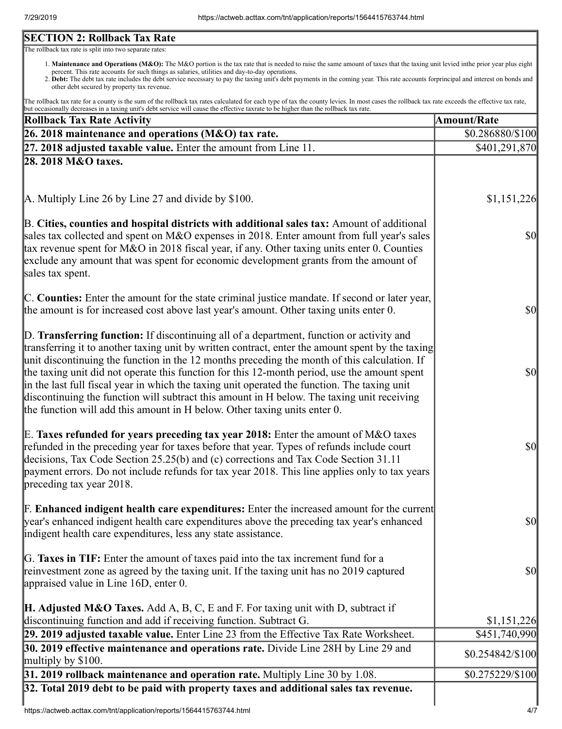## SECTION 2: Rollback Tax Rate

The rollback tax rate is split into two separate rates:

1. **Maintenance and Operations (M&O):** The M&O portion is the tax rate that is needed to raise the same amount of taxes that the taxing unit levied inthe prior year plus eight percent. This rate accounts for such things as salaries, utilities and day-to-day operations.
2. **Debt:** The debt tax rate includes the debt service necessary to pay the taxing unit's debt payments in the coming year. This rate accounts forprincipal and interest on bonds and other debt secured by property tax revenue.

The rollback tax rate for a county is the sum of the rollback tax rates calculated for each type of tax the county levies. In most cases the rollback tax rate exceeds the effective tax rate, but occasionally decreases in a taxing unit's debt service will cause the effective taxrate to be higher than the rollback tax rate.

| Rollback Tax Rate Activity | Amount/Rate |
|---|---|
| **26. 2018 maintenance and operations (M&O) tax rate.** | $0.286880/$100 |
| **27. 2018 adjusted taxable value.** Enter the amount from Line 11. | $401,291,870 |
| **28. 2018 M&O taxes.** | |
| A. Multiply Line 26 by Line 27 and divide by $100. | $1,151,226 |
| B. **Cities, counties and hospital districts with additional sales tax:** Amount of additional sales tax collected and spent on M&O expenses in 2018. Enter amount from full year's sales tax revenue spent for M&O in 2018 fiscal year, if any. Other taxing units enter 0. Counties exclude any amount that was spent for economic development grants from the amount of sales tax spent. | $0 |
| C. **Counties:** Enter the amount for the state criminal justice mandate. If second or later year, the amount is for increased cost above last year's amount. Other taxing units enter 0. | $0 |
| D. **Transferring function:** If discontinuing all of a department, function or activity and transferring it to another taxing unit by written contract, enter the amount spent by the taxing unit discontinuing the function in the 12 months preceding the month of this calculation. If the taxing unit did not operate this function for this 12-month period, use the amount spent in the last full fiscal year in which the taxing unit operated the function. The taxing unit discontinuing the function will subtract this amount in H below. The taxing unit receiving the function will add this amount in H below. Other taxing units enter 0. | $0 |
| E. **Taxes refunded for years preceding tax year 2018:** Enter the amount of M&O taxes refunded in the preceding year for taxes before that year. Types of refunds include court decisions, Tax Code Section 25.25(b) and (c) corrections and Tax Code Section 31.11 payment errors. Do not include refunds for tax year 2018. This line applies only to tax years preceding tax year 2018. | $0 |
| F. **Enhanced indigent health care expenditures:** Enter the increased amount for the current year's enhanced indigent health care expenditures above the preceding tax year's enhanced indigent health care expenditures, less any state assistance. | $0 |
| G. **Taxes in TIF:** Enter the amount of taxes paid into the tax increment fund for a reinvestment zone as agreed by the taxing unit. If the taxing unit has no 2019 captured appraised value in Line 16D, enter 0. | $0 |
| **H. Adjusted M&O Taxes.** Add A, B, C, E and F. For taxing unit with D, subtract if discontinuing function and add if receiving function. Subtract G. | $1,151,226 |
| **29. 2019 adjusted taxable value.** Enter Line 23 from the Effective Tax Rate Worksheet. | $451,740,990 |
| **30. 2019 effective maintenance and operations rate.** Divide Line 28H by Line 29 and multiply by $100. | $0.254842/$100 |
| **31. 2019 rollback maintenance and operation rate.** Multiply Line 30 by 1.08. | $0.275229/$100 |
| **32. Total 2019 debt to be paid with property taxes and additional sales tax revenue.** | |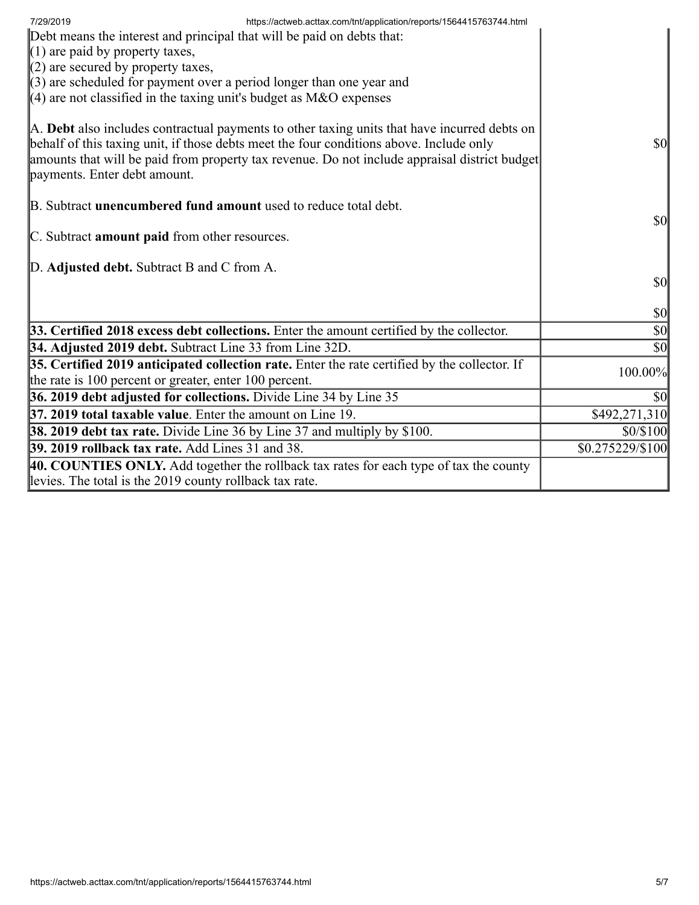| | |
|---|---|
| Debt means the interest and principal that will be paid on debts that:<br>(1) are paid by property taxes,<br>(2) are secured by property taxes,<br>(3) are scheduled for payment over a period longer than one year and<br>(4) are not classified in the taxing unit's budget as M&O expenses<br><br>A. **Debt** also includes contractual payments to other taxing units that have incurred debts on behalf of this taxing unit, if those debts meet the four conditions above. Include only amounts that will be paid from property tax revenue. Do not include appraisal district budget payments. Enter debt amount.<br><br>B. Subtract **unencumbered fund amount** used to reduce total debt.<br><br>C. Subtract **amount paid** from other resources.<br><br>D. **Adjusted debt.** Subtract B and C from A. | $0<br><br>$0<br><br>$0<br><br>$0 |
| **33. Certified 2018 excess debt collections.** Enter the amount certified by the collector. | $0 |
| **34. Adjusted 2019 debt.** Subtract Line 33 from Line 32D. | $0 |
| **35. Certified 2019 anticipated collection rate.** Enter the rate certified by the collector. If the rate is 100 percent or greater, enter 100 percent. | 100.00% |
| **36. 2019 debt adjusted for collections.** Divide Line 34 by Line 35 | $0 |
| **37. 2019 total taxable value**. Enter the amount on Line 19. | $492,271,310 |
| **38. 2019 debt tax rate.** Divide Line 36 by Line 37 and multiply by $100. | $0/$100 |
| **39. 2019 rollback tax rate.** Add Lines 31 and 38. | $0.275229/$100 |
| **40. COUNTIES ONLY.** Add together the rollback tax rates for each type of tax the county levies. The total is the 2019 county rollback tax rate. | |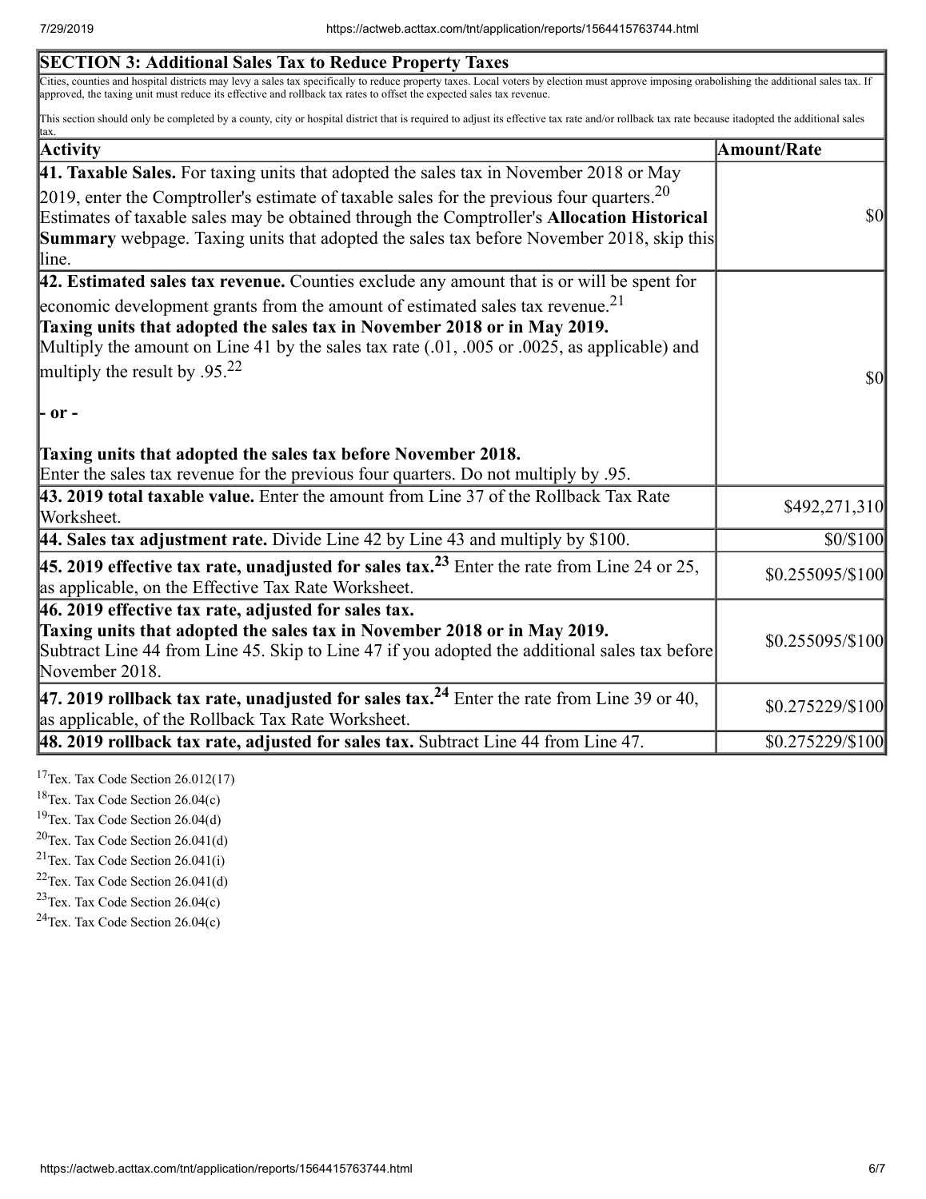| **SECTION 3: Additional Sales Tax to Reduce Property Taxes** | |
|---|---|
| Cities, counties and hospital districts may levy a sales tax specifically to reduce property taxes. Local voters by election must approve imposing orabolishing the additional sales tax. If approved, the taxing unit must reduce its effective and rollback tax rates to offset the expected sales tax revenue.<br><br>This section should only be completed by a county, city or hospital district that is required to adjust its effective tax rate and/or rollback tax rate because itadopted the additional sales tax. | |
| **Activity** | **Amount/Rate** |
| **41. Taxable Sales.** For taxing units that adopted the sales tax in November 2018 or May 2019, enter the Comptroller's estimate of taxable sales for the previous four quarters.[20] Estimates of taxable sales may be obtained through the Comptroller's **Allocation Historical Summary** webpage. Taxing units that adopted the sales tax before November 2018, skip this line. | $0 |
| **42. Estimated sales tax revenue.** Counties exclude any amount that is or will be spent for economic development grants from the amount of estimated sales tax revenue.[21]<br>**Taxing units that adopted the sales tax in November 2018 or in May 2019.**<br>Multiply the amount on Line 41 by the sales tax rate (.01, .005 or .0025, as applicable) and multiply the result by .95.[22]<br><br>**- or -**<br><br>**Taxing units that adopted the sales tax before November 2018.**<br>Enter the sales tax revenue for the previous four quarters. Do not multiply by .95. | $0 |
| **43. 2019 total taxable value.** Enter the amount from Line 37 of the Rollback Tax Rate Worksheet. | $492,271,310 |
| **44. Sales tax adjustment rate.** Divide Line 42 by Line 43 and multiply by $100. | $0/$100 |
| **45. 2019 effective tax rate, unadjusted for sales tax.**[23] Enter the rate from Line 24 or 25, as applicable, on the Effective Tax Rate Worksheet. | $0.255095/$100 |
| **46. 2019 effective tax rate, adjusted for sales tax.**<br>**Taxing units that adopted the sales tax in November 2018 or in May 2019.**<br>Subtract Line 44 from Line 45. Skip to Line 47 if you adopted the additional sales tax before November 2018. | $0.255095/$100 |
| **47. 2019 rollback tax rate, unadjusted for sales tax.**[24] Enter the rate from Line 39 or 40, as applicable, of the Rollback Tax Rate Worksheet. | $0.275229/$100 |
| **48. 2019 rollback tax rate, adjusted for sales tax.** Subtract Line 44 from Line 47. | $0.275229/$100 |

[17] Tex. Tax Code Section 26.012(17)

[18] Tex. Tax Code Section 26.04(c)

[19] Tex. Tax Code Section 26.04(d)

[20] Tex. Tax Code Section 26.041(d)

[21] Tex. Tax Code Section 26.041(i)

[22] Tex. Tax Code Section 26.041(d)

[23] Tex. Tax Code Section 26.04(c)

[24] Tex. Tax Code Section 26.04(c)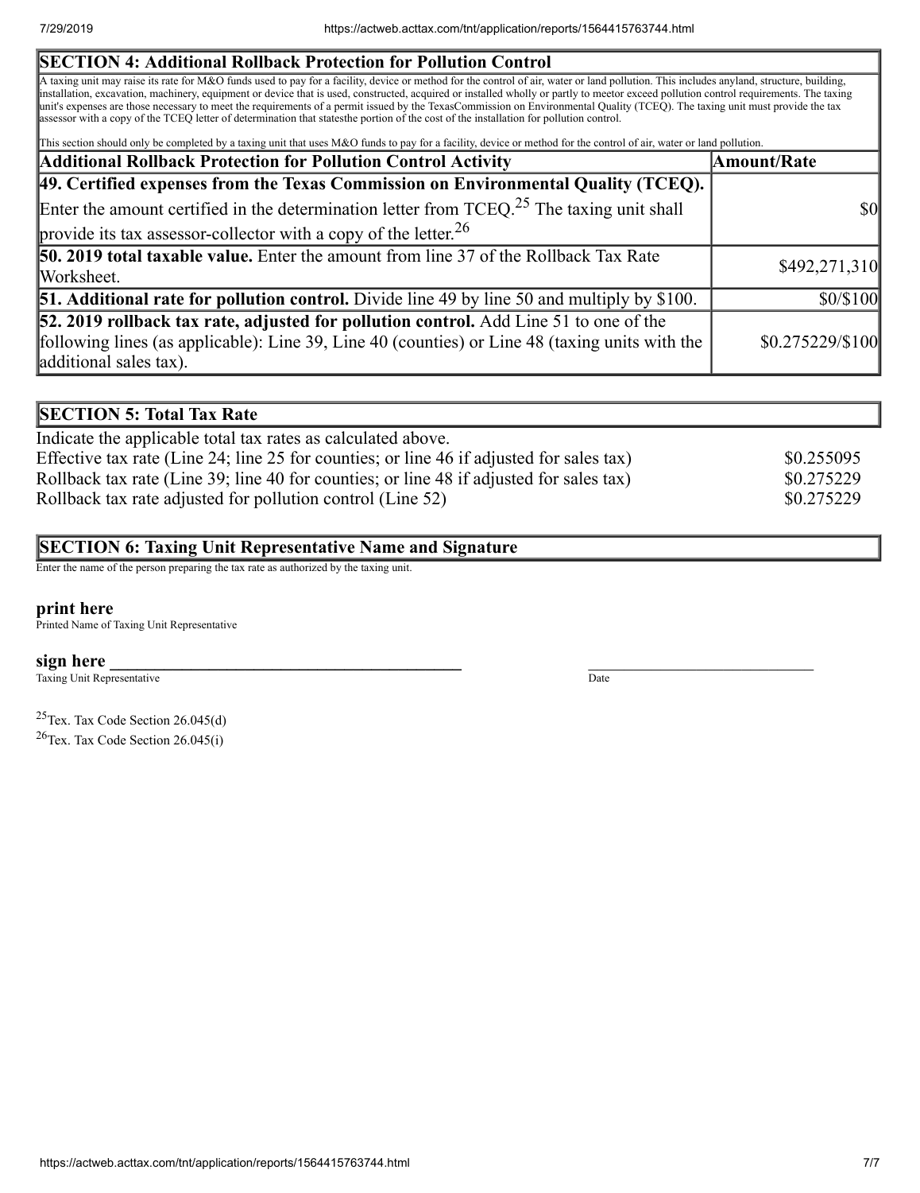## SECTION 4: Additional Rollback Protection for Pollution Control

A taxing unit may raise its rate for M&O funds used to pay for a facility, device or method for the control of air, water or land pollution. This includes anyland, structure, building, installation, excavation, machinery, equipment or device that is used, constructed, acquired or installed wholly or partly to meetor exceed pollution control requirements. The taxing unit's expenses are those necessary to meet the requirements of a permit issued by the TexasCommission on Environmental Quality (TCEQ). The taxing unit must provide the tax assessor with a copy of the TCEQ letter of determination that statesthe portion of the cost of the installation for pollution control.

This section should only be completed by a taxing unit that uses M&O funds to pay for a facility, device or method for the control of air, water or land pollution.

| Additional Rollback Protection for Pollution Control Activity | Amount/Rate |
|---|---|
| **49. Certified expenses from the Texas Commission on Environmental Quality (TCEQ).** Enter the amount certified in the determination letter from TCEQ.[25] The taxing unit shall provide its tax assessor-collector with a copy of the letter.[26] | $0 |
| **50. 2019 total taxable value.** Enter the amount from line 37 of the Rollback Tax Rate Worksheet. | $492,271,310 |
| **51. Additional rate for pollution control.** Divide line 49 by line 50 and multiply by $100. | $0/$100 |
| **52. 2019 rollback tax rate, adjusted for pollution control.** Add Line 51 to one of the following lines (as applicable): Line 39, Line 40 (counties) or Line 48 (taxing units with the additional sales tax). | $0.275229/$100 |

## SECTION 5: Total Tax Rate

Indicate the applicable total tax rates as calculated above.

| | |
|---|---|
| Effective tax rate (Line 24; line 25 for counties; or line 46 if adjusted for sales tax) | $0.255095 |
| Rollback tax rate (Line 39; line 40 for counties; or line 48 if adjusted for sales tax) | $0.275229 |
| Rollback tax rate adjusted for pollution control (Line 52) | $0.275229 |

## SECTION 6: Taxing Unit Representative Name and Signature

Enter the name of the person preparing the tax rate as authorized by the taxing unit.

**print here**
Printed Name of Taxing Unit Representative

**sign here** ________________________________________ ____________________________
Taxing Unit Representative Date

[25] Tex. Tax Code Section 26.045(d)
[26] Tex. Tax Code Section 26.045(i)